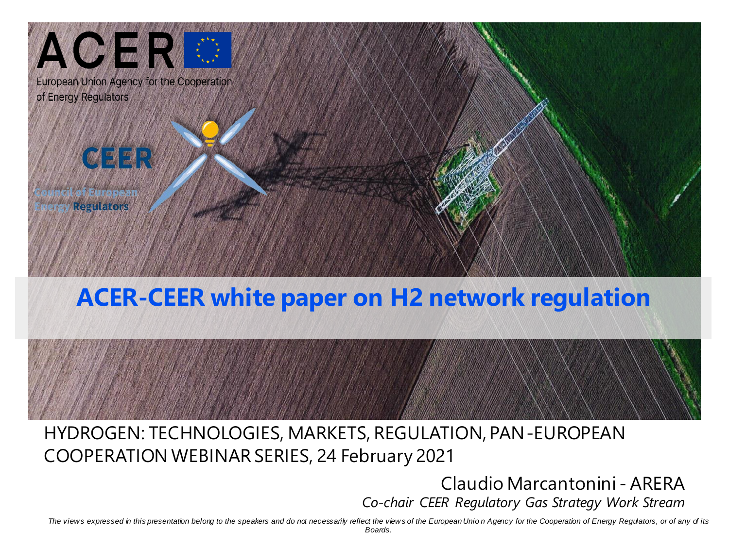ACER

European Union Agency for the Cooperation of Energy Regulators

CEER

Council of European Energy Regulators

# ACER-CEER white paper on H2 network regulation

HYDROGEN: TECHNOLOGIES, MARKETS, REGULATION, PAN-EUROPEAN COOPERATION WEBINAR SERIES, 24 February 2021

Claudio Marcantonini - ARERA

*Co-chair CEER Regulatory Gas Strategy Work Stream*

*The views expressed in this presentation belong to the speakers and do not necessarily reflect the views of the European Union Agency for the Cooperation of Energy Regulators, or of any of its Boards.*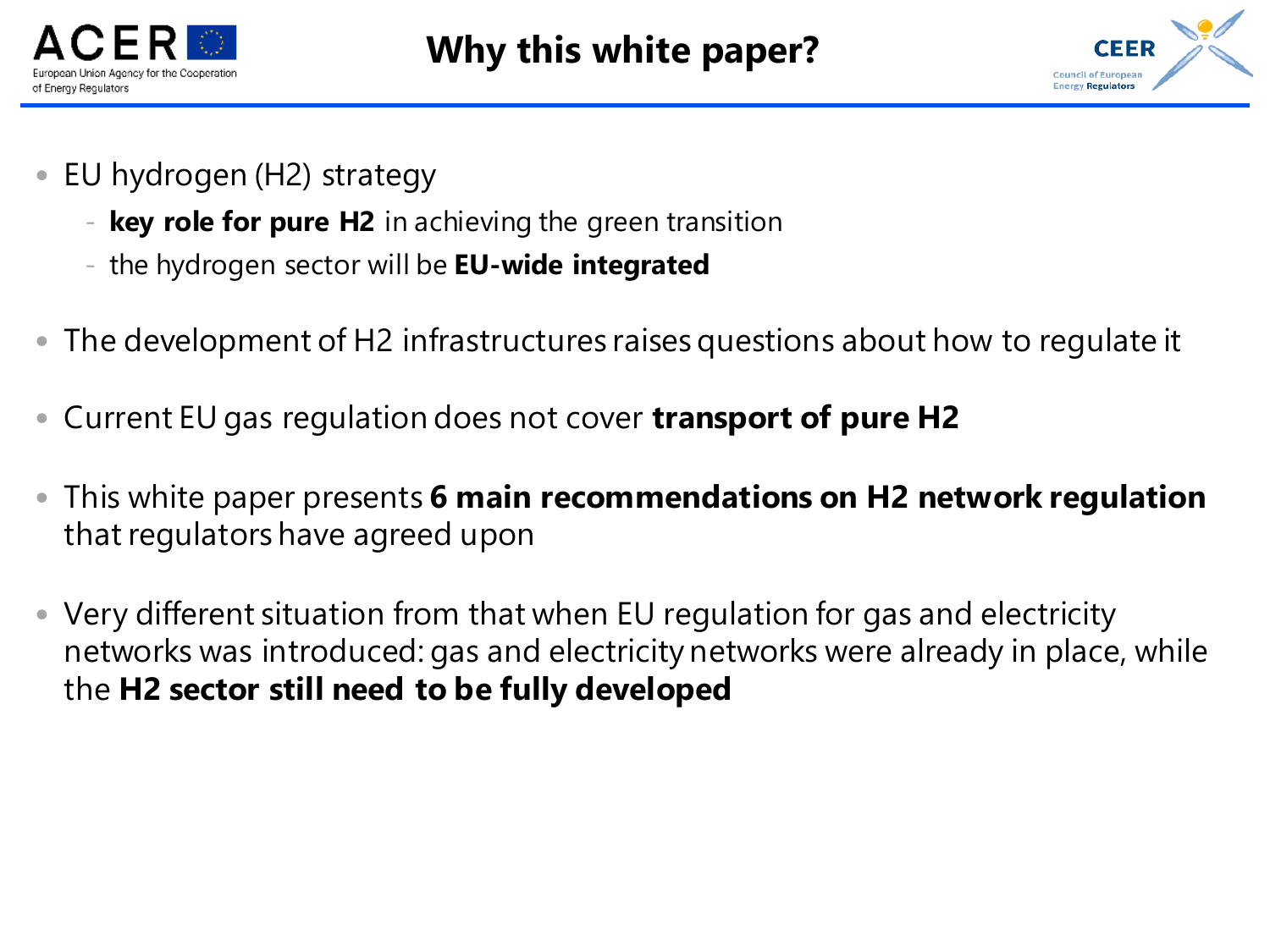# Why this white paper?

- EU hydrogen (H2) strategy
  - **key role for pure H2** in achieving the green transition
  - the hydrogen sector will be **EU-wide integrated**
- The development of H2 infrastructures raises questions about how to regulate it
- Current EU gas regulation does not cover **transport of pure H2**
- This white paper presents **6 main recommendations on H2 network regulation** that regulators have agreed upon
- Very different situation from that when EU regulation for gas and electricity networks was introduced: gas and electricity networks were already in place, while the **H2 sector still need to be fully developed**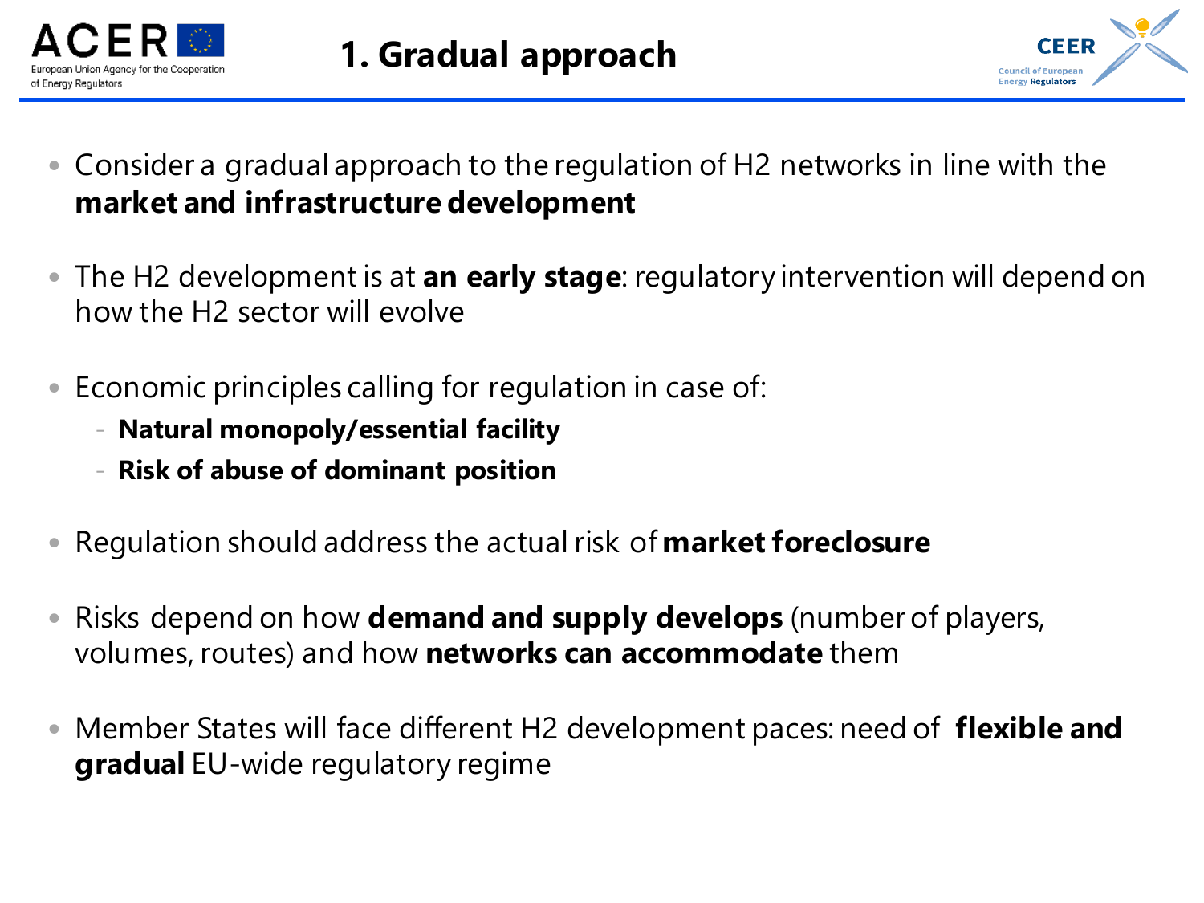# 1. Gradual approach

- Consider a gradual approach to the regulation of H2 networks in line with the **market and infrastructure development**
- The H2 development is at **an early stage**: regulatory intervention will depend on how the H2 sector will evolve
- Economic principles calling for regulation in case of:
  - **Natural monopoly/essential facility**
  - **Risk of abuse of dominant position**
- Regulation should address the actual risk of **market foreclosure**
- Risks depend on how **demand and supply develops** (number of players, volumes, routes) and how **networks can accommodate** them
- Member States will face different H2 development paces: need of **flexible and gradual** EU-wide regulatory regime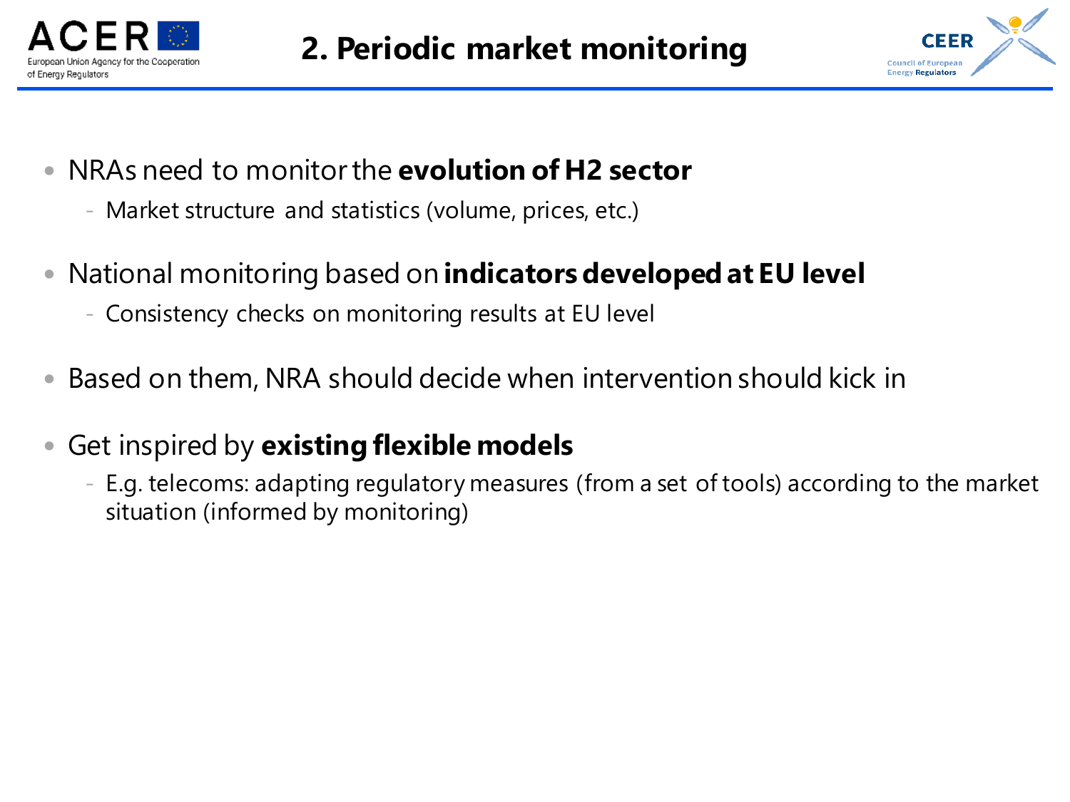# 2. Periodic market monitoring

- NRAs need to monitor the **evolution of H2 sector**
  - Market structure and statistics (volume, prices, etc.)
- National monitoring based on **indicators developed at EU level**
  - Consistency checks on monitoring results at EU level
- Based on them, NRA should decide when intervention should kick in
- Get inspired by **existing flexible models**
  - E.g. telecoms: adapting regulatory measures (from a set of tools) according to the market situation (informed by monitoring)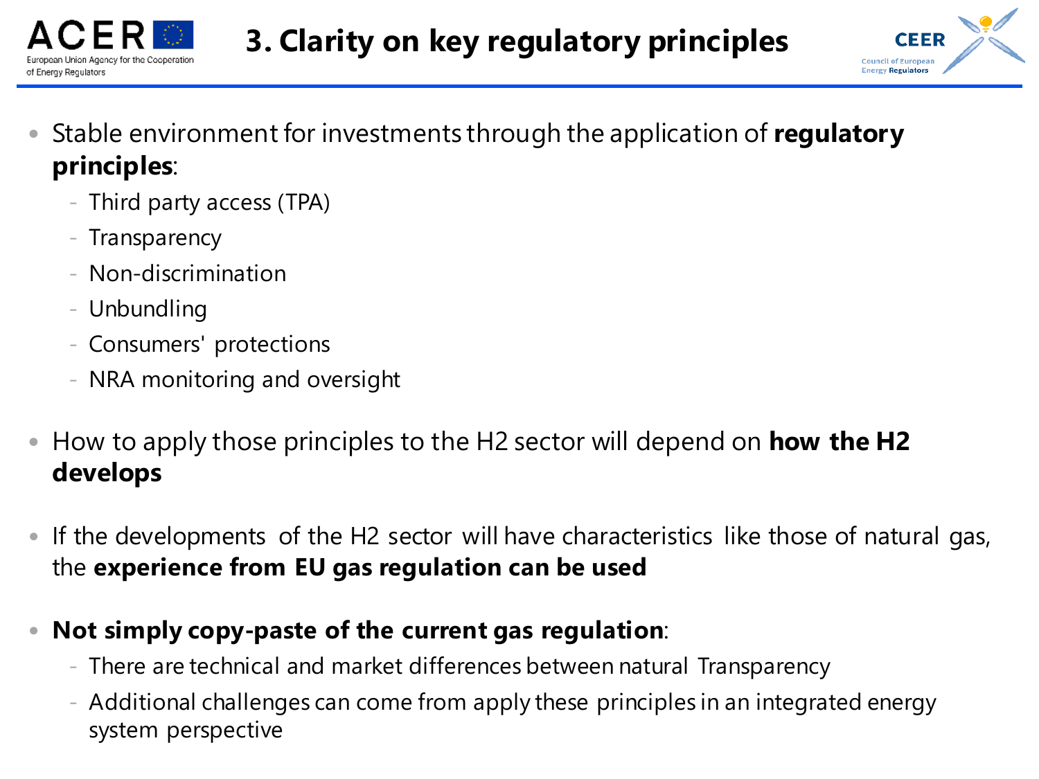## 3. Clarity on key regulatory principles

- Stable environment for investments through the application of **regulatory principles**:
  - Third party access (TPA)
  - Transparency
  - Non-discrimination
  - Unbundling
  - Consumers' protections
  - NRA monitoring and oversight

- How to apply those principles to the H2 sector will depend on **how the H2 develops**

- If the developments of the H2 sector will have characteristics like those of natural gas, the **experience from EU gas regulation can be used**

- **Not simply copy-paste of the current gas regulation**:
  - There are technical and market differences between natural Transparency
  - Additional challenges can come from apply these principles in an integrated energy system perspective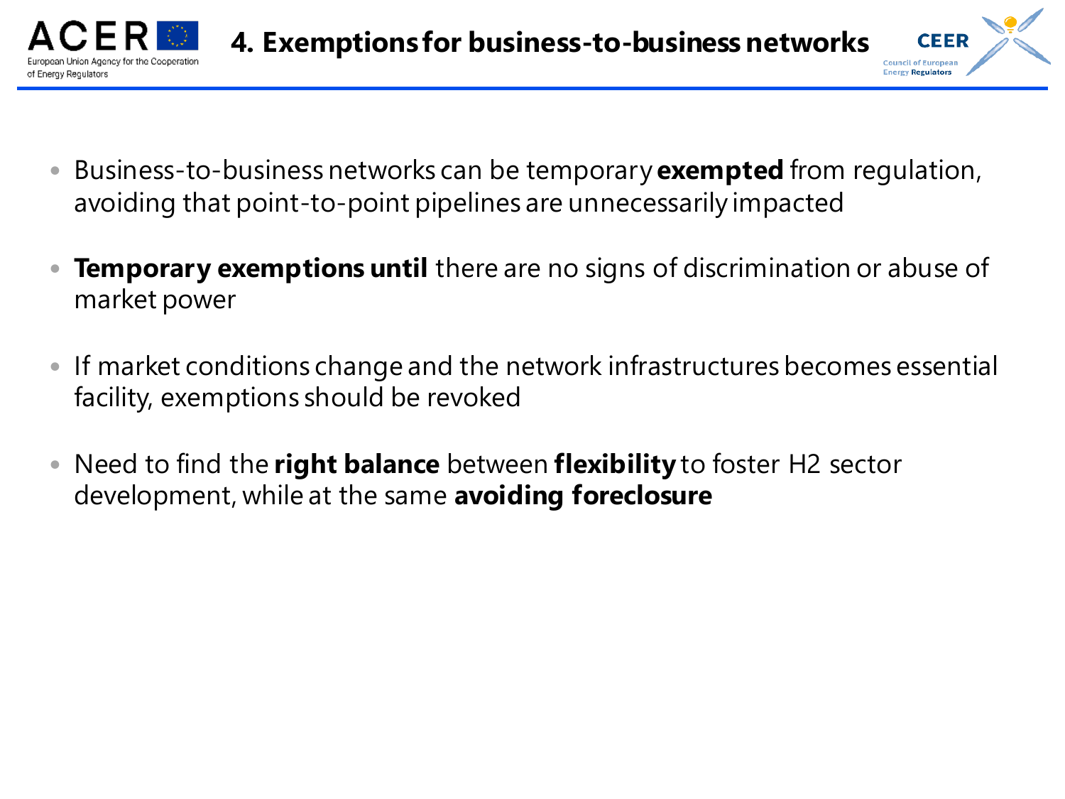# 4. Exemptions for business-to-business networks

- Business-to-business networks can be temporary **exempted** from regulation, avoiding that point-to-point pipelines are unnecessarily impacted
- **Temporary exemptions until** there are no signs of discrimination or abuse of market power
- If market conditions change and the network infrastructures becomes essential facility, exemptions should be revoked
- Need to find the **right balance** between **flexibility** to foster H2 sector development, while at the same **avoiding foreclosure**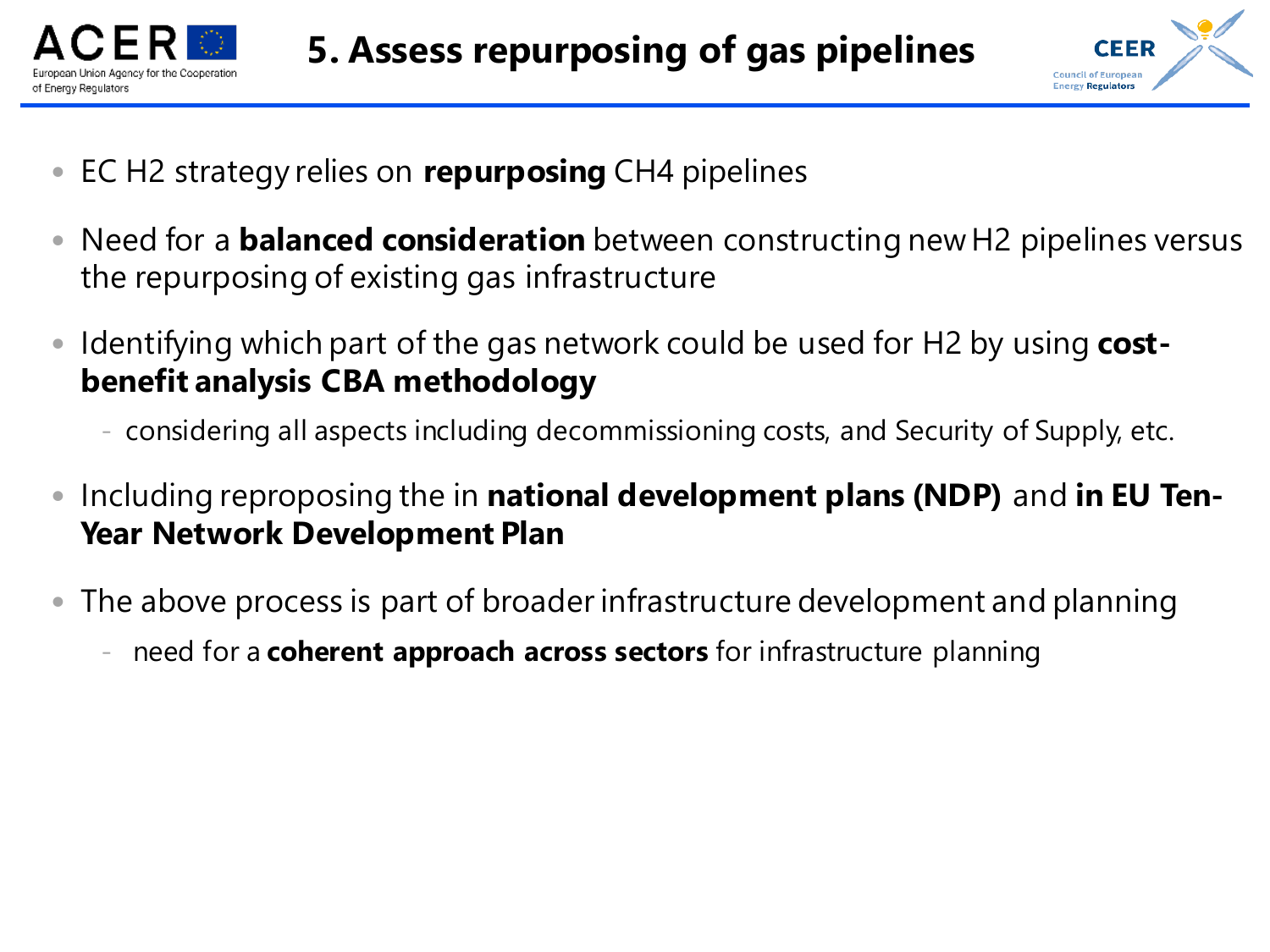# 5. Assess repurposing of gas pipelines

- EC $H_2$ strategy relies on **repurposing** $CH_4$ pipelines
- Need for a **balanced consideration** between constructing new $H_2$ pipelines versus the repurposing of existing gas infrastructure
- Identifying which part of the gas network could be used for $H_2$ by using **cost-benefit analysis CBA methodology**
  - considering all aspects including decommissioning costs, and Security of Supply, etc.
- Including reproposing the in **national development plans (NDP)** and **in EU Ten-Year Network Development Plan**
- The above process is part of broader infrastructure development and planning
  - need for a **coherent approach across sectors** for infrastructure planning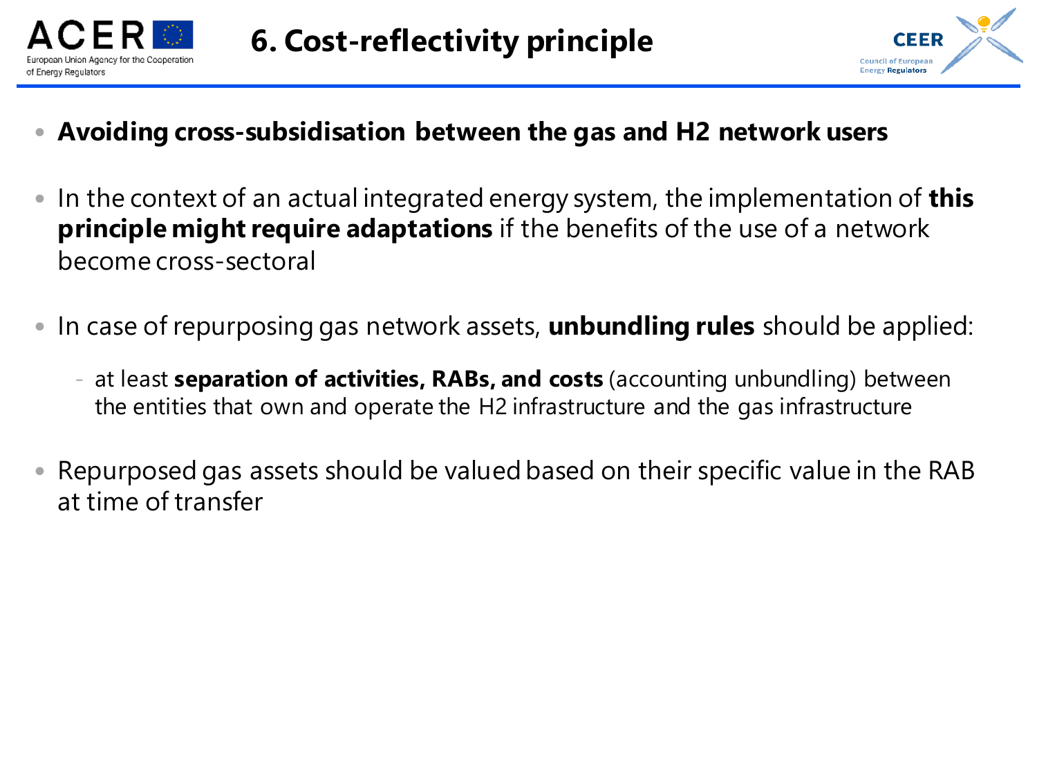# 6. Cost-reflectivity principle

- **Avoiding cross-subsidisation between the gas and H2 network users**

- In the context of an actual integrated energy system, the implementation of **this principle might require adaptations** if the benefits of the use of a network become cross-sectoral

- In case of repurposing gas network assets, **unbundling rules** should be applied:
  - at least **separation of activities, RABs, and costs** (accounting unbundling) between the entities that own and operate the H2 infrastructure and the gas infrastructure

- Repurposed gas assets should be valued based on their specific value in the RAB at time of transfer